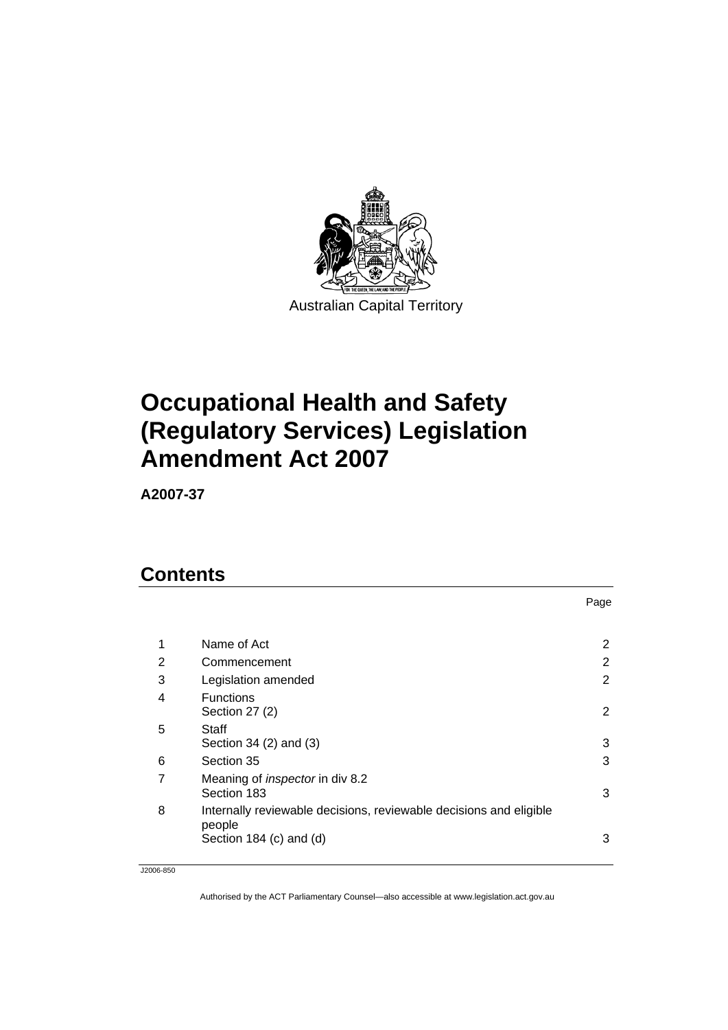Australian Capital Territory

# Occupational Health and Safety (Regulatory Services) Legislation Amendment Act 2007

**A2007-37**

## Contents

| | | Page |
|---|---|---|
| 1 | Name of Act | 2 |
| 2 | Commencement | 2 |
| 3 | Legislation amended | 2 |
| 4 | Functions<br>Section 27 (2) | 2 |
| 5 | Staff<br>Section 34 (2) and (3) | 3 |
| 6 | Section 35 | 3 |
| 7 | Meaning of *inspector* in div 8.2<br>Section 183 | 3 |
| 8 | Internally reviewable decisions, reviewable decisions and eligible people<br>Section 184 (c) and (d) | 3 |

J2006-850

Authorised by the ACT Parliamentary Counsel—also accessible at www.legislation.act.gov.au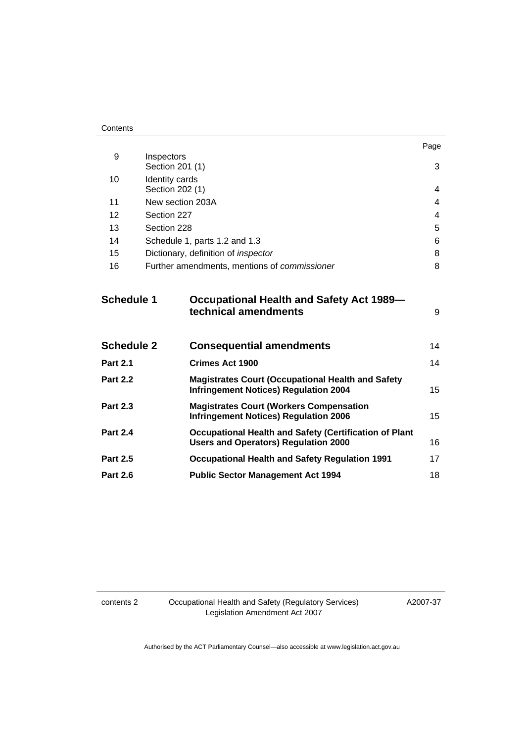| | | Page |
|---|---|---|
| 9 | Inspectors<br>Section 201 (1) | 3 |
| 10 | Identity cards<br>Section 202 (1) | 4 |
| 11 | New section 203A | 4 |
| 12 | Section 227 | 4 |
| 13 | Section 228 | 5 |
| 14 | Schedule 1, parts 1.2 and 1.3 | 6 |
| 15 | Dictionary, definition of *inspector* | 8 |
| 16 | Further amendments, mentions of *commissioner* | 8 |

| | | |
|---|---|---|
| **Schedule 1** | **Occupational Health and Safety Act 1989—technical amendments** | 9 |
| **Schedule 2** | **Consequential amendments** | 14 |
| **Part 2.1** | **Crimes Act 1900** | 14 |
| **Part 2.2** | **Magistrates Court (Occupational Health and Safety Infringement Notices) Regulation 2004** | 15 |
| **Part 2.3** | **Magistrates Court (Workers Compensation Infringement Notices) Regulation 2006** | 15 |
| **Part 2.4** | **Occupational Health and Safety (Certification of Plant Users and Operators) Regulation 2000** | 16 |
| **Part 2.5** | **Occupational Health and Safety Regulation 1991** | 17 |
| **Part 2.6** | **Public Sector Management Act 1994** | 18 |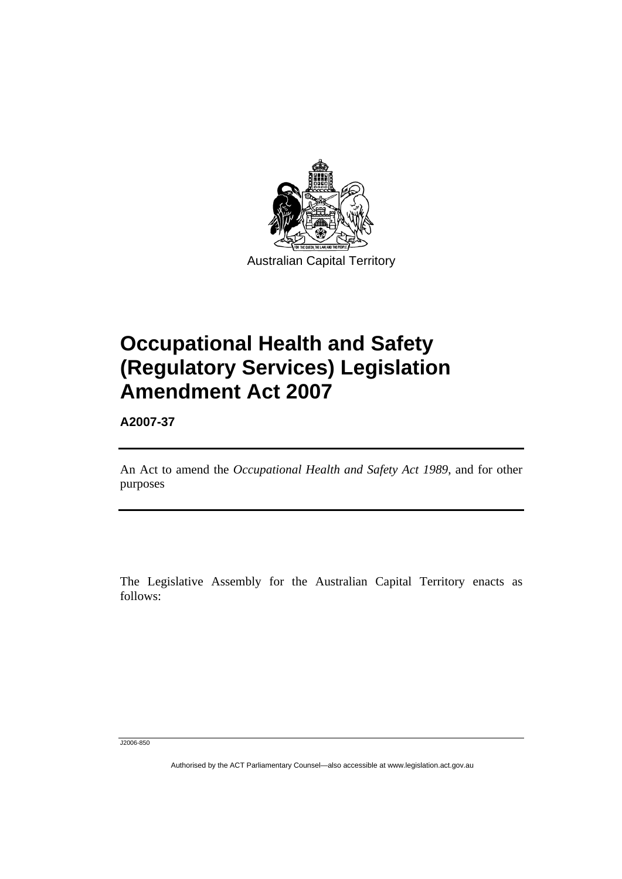Australian Capital Territory

# Occupational Health and Safety (Regulatory Services) Legislation Amendment Act 2007

**A2007-37**

An Act to amend the *Occupational Health and Safety Act 1989*, and for other purposes

The Legislative Assembly for the Australian Capital Territory enacts as follows:

J2006-850

Authorised by the ACT Parliamentary Counsel—also accessible at www.legislation.act.gov.au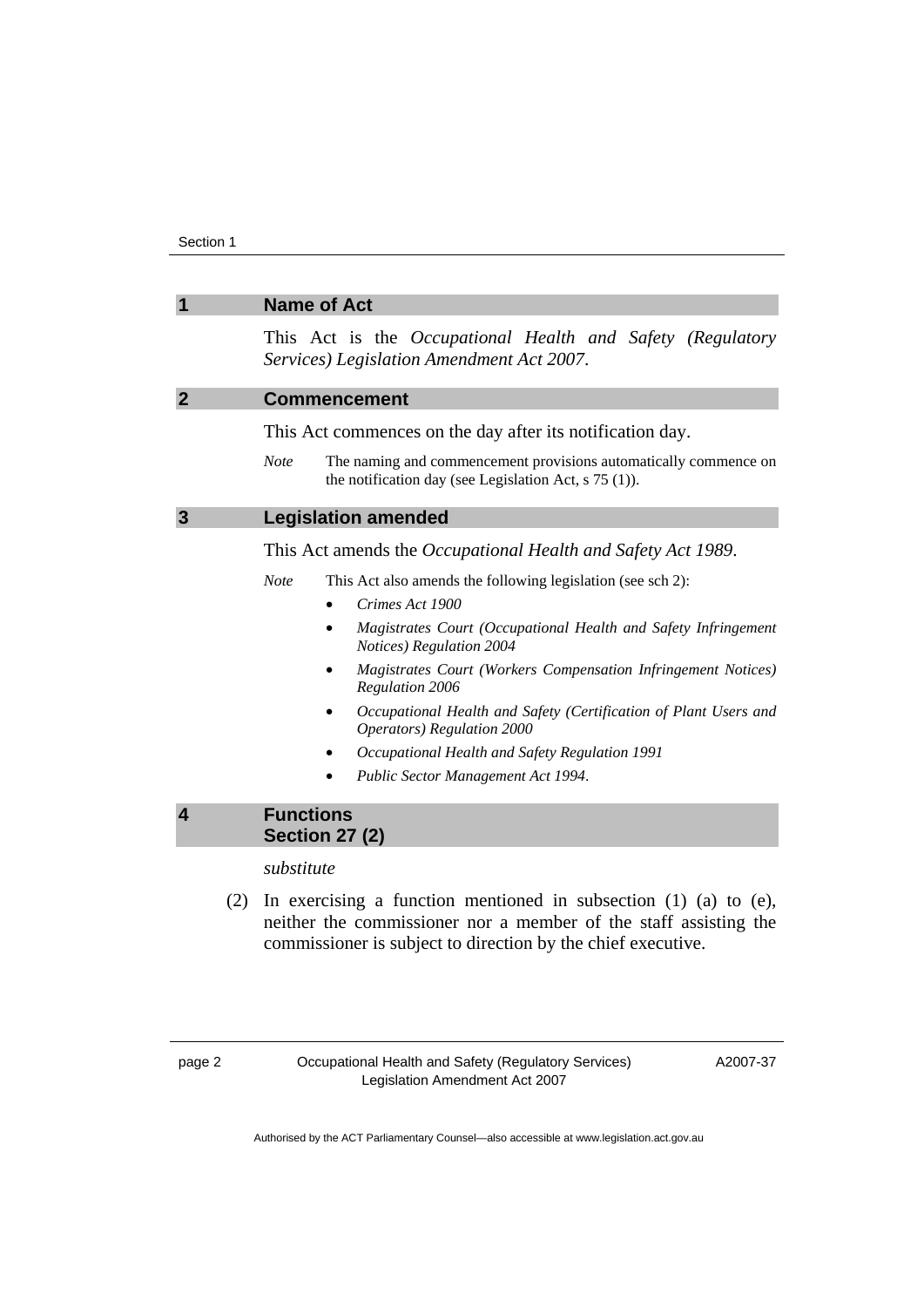## 1 Name of Act

This Act is the *Occupational Health and Safety (Regulatory Services) Legislation Amendment Act 2007*.

## 2 Commencement

This Act commences on the day after its notification day.

*Note* The naming and commencement provisions automatically commence on the notification day (see Legislation Act, s 75 (1)).

## 3 Legislation amended

This Act amends the *Occupational Health and Safety Act 1989*.

*Note* This Act also amends the following legislation (see sch 2):

- *Crimes Act 1900*
- *Magistrates Court (Occupational Health and Safety Infringement Notices) Regulation 2004*
- *Magistrates Court (Workers Compensation Infringement Notices) Regulation 2006*
- *Occupational Health and Safety (Certification of Plant Users and Operators) Regulation 2000*
- *Occupational Health and Safety Regulation 1991*
- *Public Sector Management Act 1994*.

## 4 Functions
## Section 27 (2)

*substitute*

(2) In exercising a function mentioned in subsection (1) (a) to (e), neither the commissioner nor a member of the staff assisting the commissioner is subject to direction by the chief executive.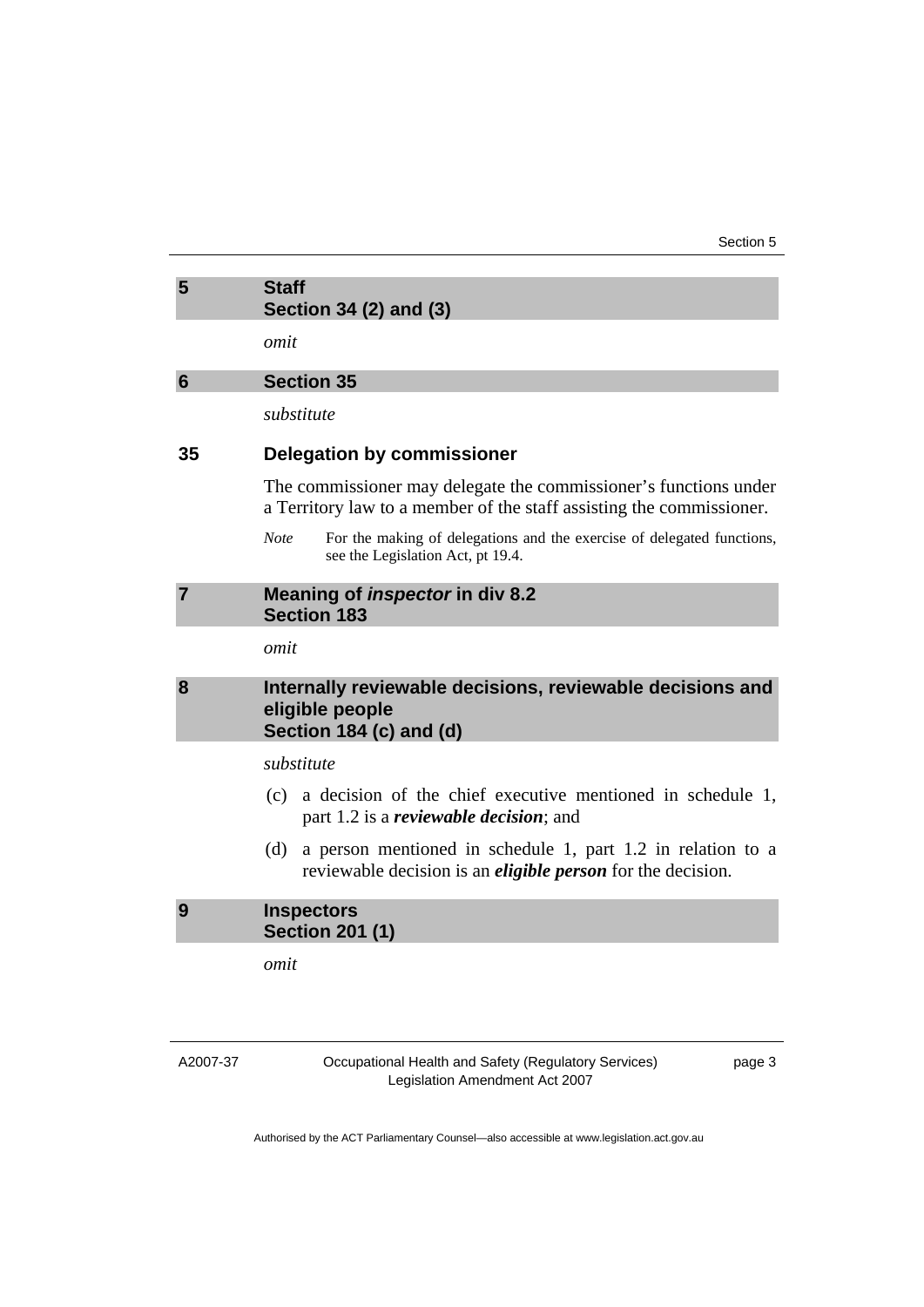## 5 Staff
## Section 34 (2) and (3)

*omit*

## 6 Section 35

*substitute*

### 35 Delegation by commissioner

The commissioner may delegate the commissioner's functions under a Territory law to a member of the staff assisting the commissioner.

*Note* For the making of delegations and the exercise of delegated functions, see the Legislation Act, pt 19.4.

## 7 Meaning of *inspector* in div 8.2
## Section 183

*omit*

## 8 Internally reviewable decisions, reviewable decisions and eligible people
## Section 184 (c) and (d)

*substitute*

(c) a decision of the chief executive mentioned in schedule 1, part 1.2 is a ***reviewable decision***; and

(d) a person mentioned in schedule 1, part 1.2 in relation to a reviewable decision is an ***eligible person*** for the decision.

## 9 Inspectors
## Section 201 (1)

*omit*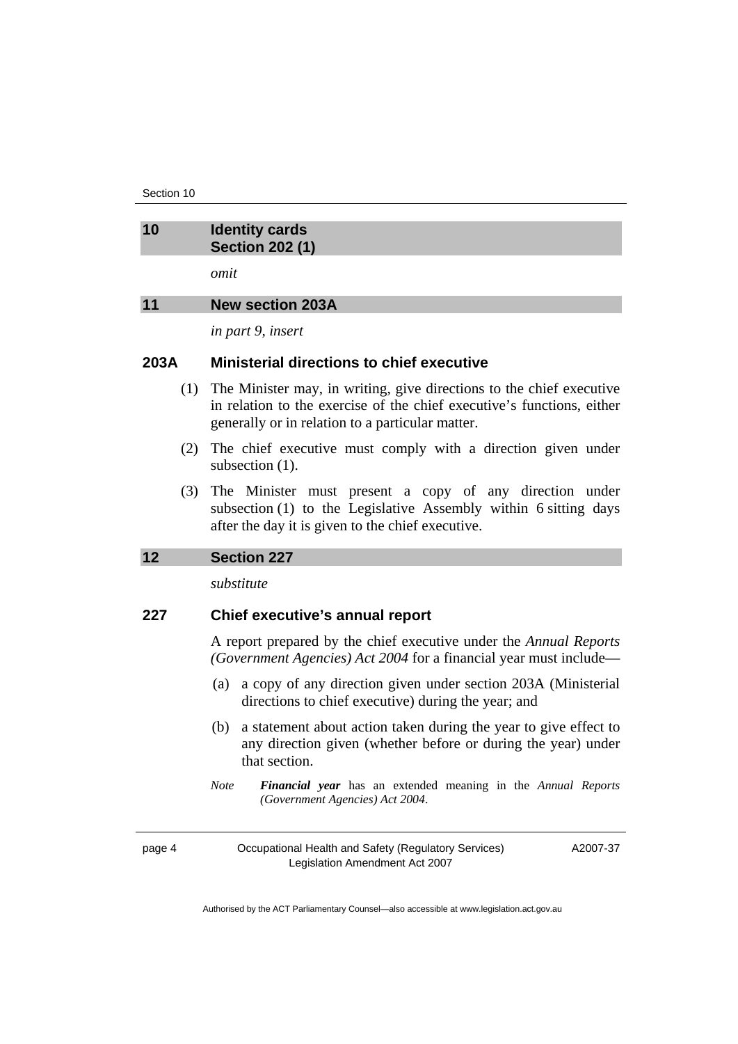## 10 Identity cards Section 202 (1)

*omit*

## 11 New section 203A

*in part 9, insert*

### 203A Ministerial directions to chief executive

(1) The Minister may, in writing, give directions to the chief executive in relation to the exercise of the chief executive's functions, either generally or in relation to a particular matter.

(2) The chief executive must comply with a direction given under subsection (1).

(3) The Minister must present a copy of any direction under subsection (1) to the Legislative Assembly within 6 sitting days after the day it is given to the chief executive.

## 12 Section 227

*substitute*

### 227 Chief executive's annual report

A report prepared by the chief executive under the *Annual Reports (Government Agencies) Act 2004* for a financial year must include—

(a) a copy of any direction given under section 203A (Ministerial directions to chief executive) during the year; and

(b) a statement about action taken during the year to give effect to any direction given (whether before or during the year) under that section.

*Note* ***Financial year*** has an extended meaning in the *Annual Reports (Government Agencies) Act 2004*.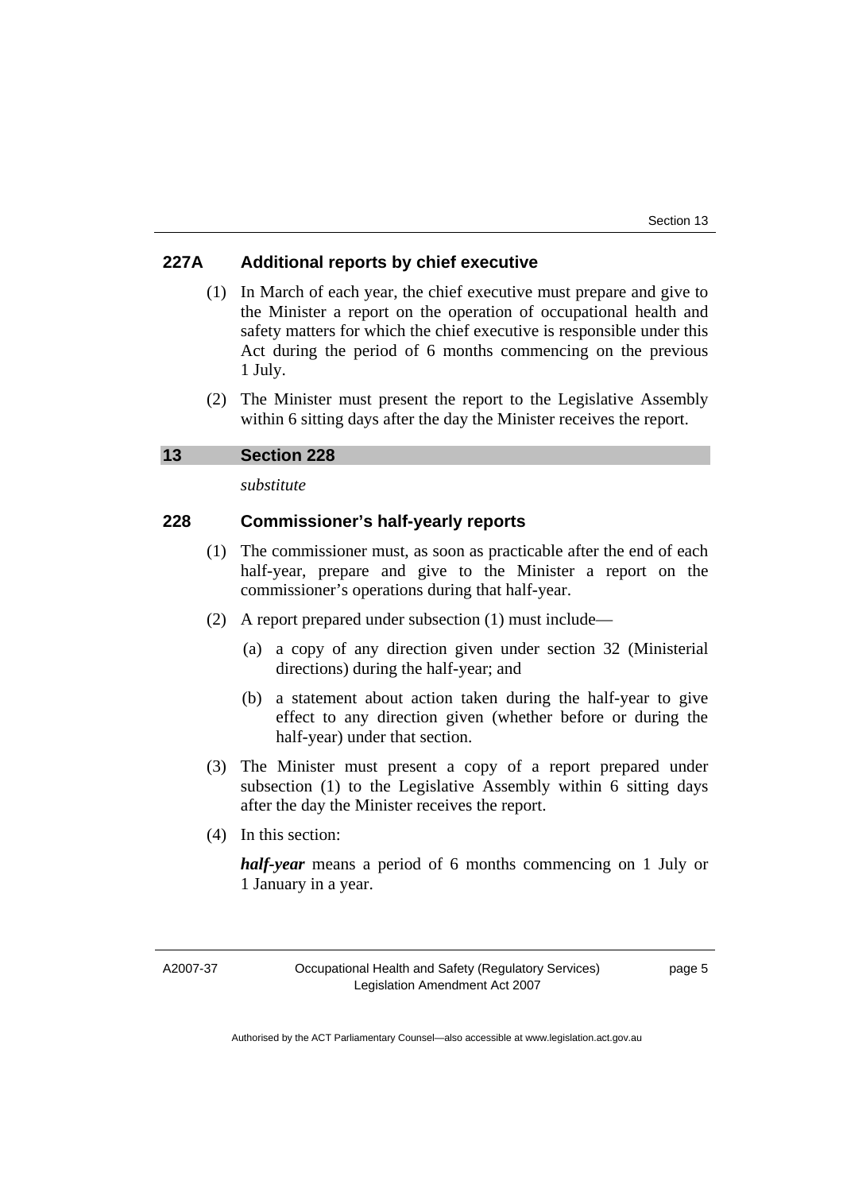### 227A Additional reports by chief executive

(1) In March of each year, the chief executive must prepare and give to the Minister a report on the operation of occupational health and safety matters for which the chief executive is responsible under this Act during the period of 6 months commencing on the previous 1 July.

(2) The Minister must present the report to the Legislative Assembly within 6 sitting days after the day the Minister receives the report.

## 13 Section 228

*substitute*

### 228 Commissioner's half-yearly reports

(1) The commissioner must, as soon as practicable after the end of each half-year, prepare and give to the Minister a report on the commissioner's operations during that half-year.

(2) A report prepared under subsection (1) must include—

(a) a copy of any direction given under section 32 (Ministerial directions) during the half-year; and

(b) a statement about action taken during the half-year to give effect to any direction given (whether before or during the half-year) under that section.

(3) The Minister must present a copy of a report prepared under subsection (1) to the Legislative Assembly within 6 sitting days after the day the Minister receives the report.

(4) In this section:

***half-year*** means a period of 6 months commencing on 1 July or 1 January in a year.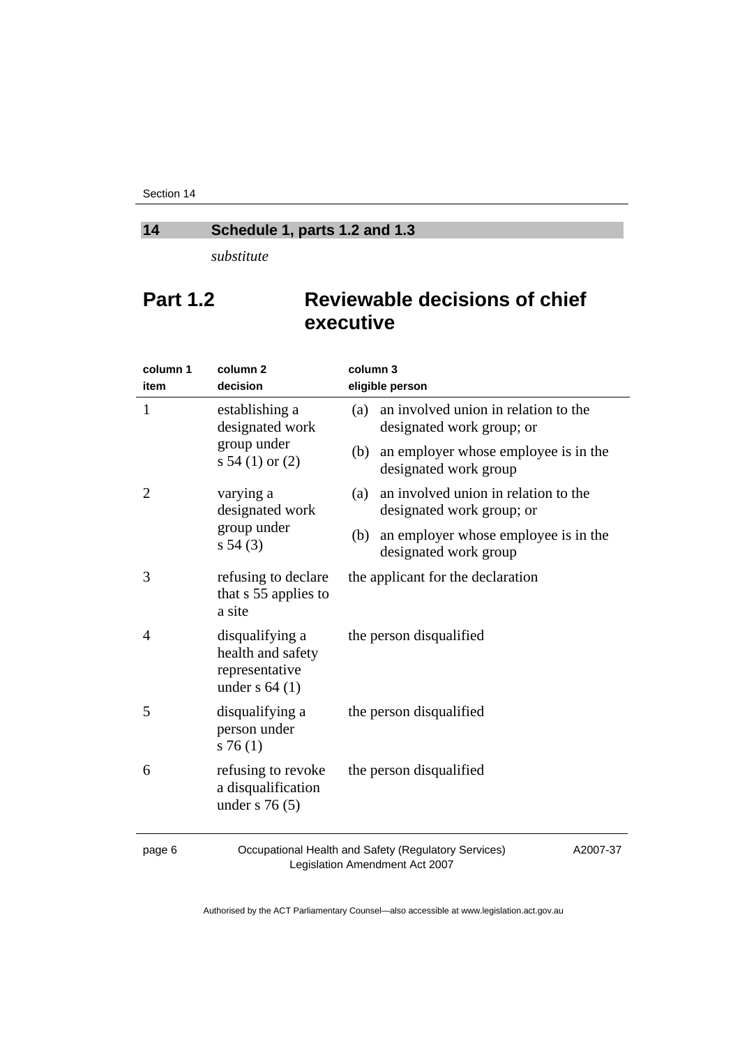## 14 Schedule 1, parts 1.2 and 1.3

*substitute*

# Part 1.2 Reviewable decisions of chief executive

| column 1 item | column 2 decision | column 3 eligible person |
|---|---|---|
| 1 | establishing a designated work group under s 54 (1) or (2) | (a) an involved union in relation to the designated work group; or (b) an employer whose employee is in the designated work group |
| 2 | varying a designated work group under s 54 (3) | (a) an involved union in relation to the designated work group; or (b) an employer whose employee is in the designated work group |
| 3 | refusing to declare that s 55 applies to a site | the applicant for the declaration |
| 4 | disqualifying a health and safety representative under s 64 (1) | the person disqualified |
| 5 | disqualifying a person under s 76 (1) | the person disqualified |
| 6 | refusing to revoke a disqualification under s 76 (5) | the person disqualified |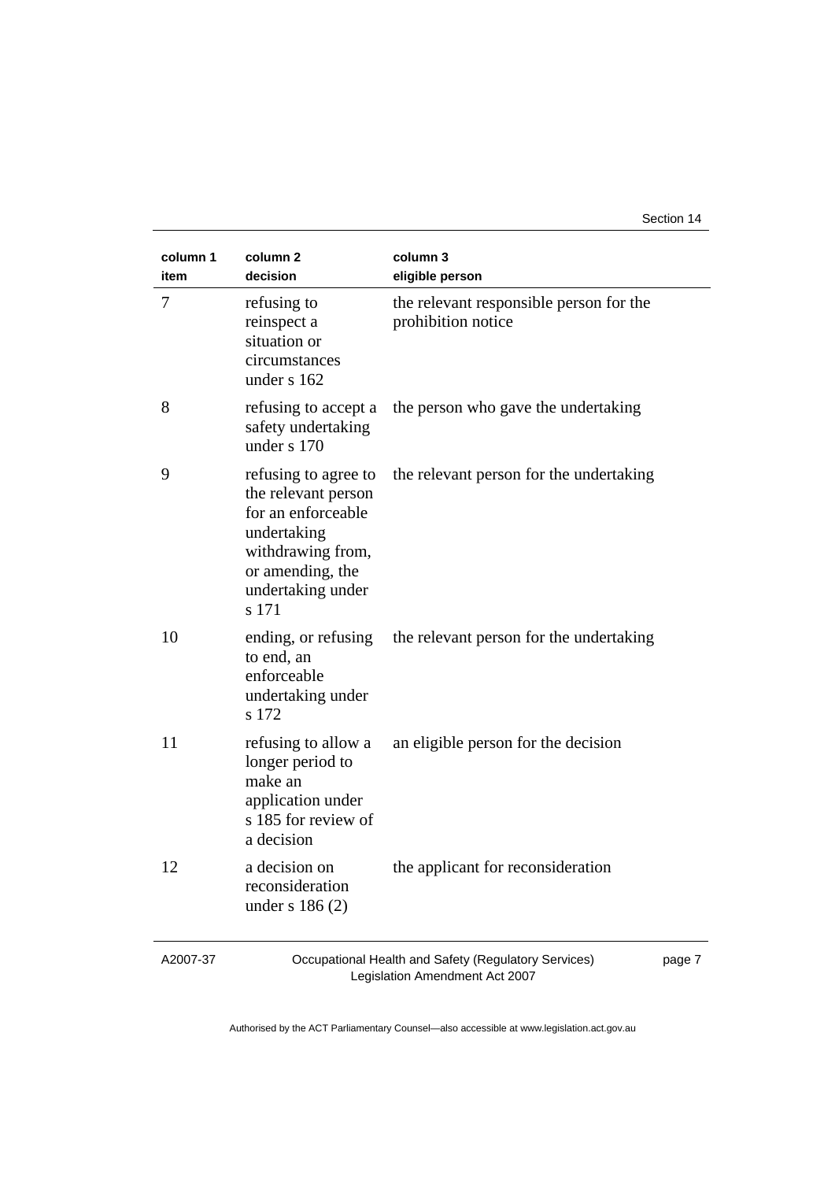| column 1 item | column 2 decision | column 3 eligible person |
|---|---|---|
| 7 | refusing to reinspect a situation or circumstances under s 162 | the relevant responsible person for the prohibition notice |
| 8 | refusing to accept a safety undertaking under s 170 | the person who gave the undertaking |
| 9 | refusing to agree to the relevant person for an enforceable undertaking withdrawing from, or amending, the undertaking under s 171 | the relevant person for the undertaking |
| 10 | ending, or refusing to end, an enforceable undertaking under s 172 | the relevant person for the undertaking |
| 11 | refusing to allow a longer period to make an application under s 185 for review of a decision | an eligible person for the decision |
| 12 | a decision on reconsideration under s 186 (2) | the applicant for reconsideration |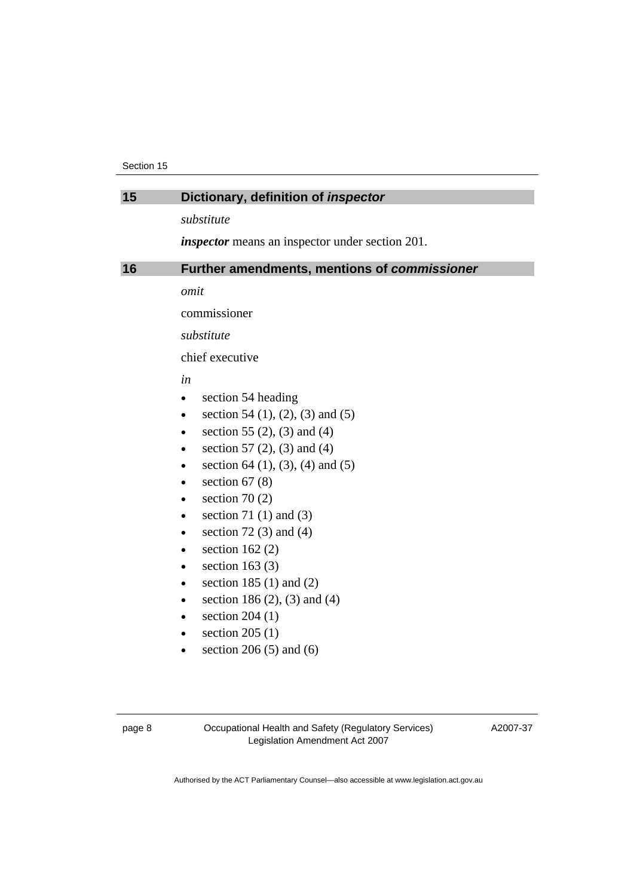## 15 Dictionary, definition of *inspector*

*substitute*

***inspector*** means an inspector under section 201.

## 16 Further amendments, mentions of *commissioner*

*omit*

commissioner

*substitute*

chief executive

*in*

- section 54 heading
- section 54 (1), (2), (3) and (5)
- section 55 (2), (3) and (4)
- section 57 (2), (3) and (4)
- section 64 (1), (3), (4) and (5)
- section 67 (8)
- section 70 (2)
- section 71 (1) and (3)
- section 72 (3) and (4)
- section 162 (2)
- section 163 (3)
- section 185 (1) and (2)
- section 186 (2), (3) and (4)
- section 204 (1)
- section 205 (1)
- section 206 (5) and (6)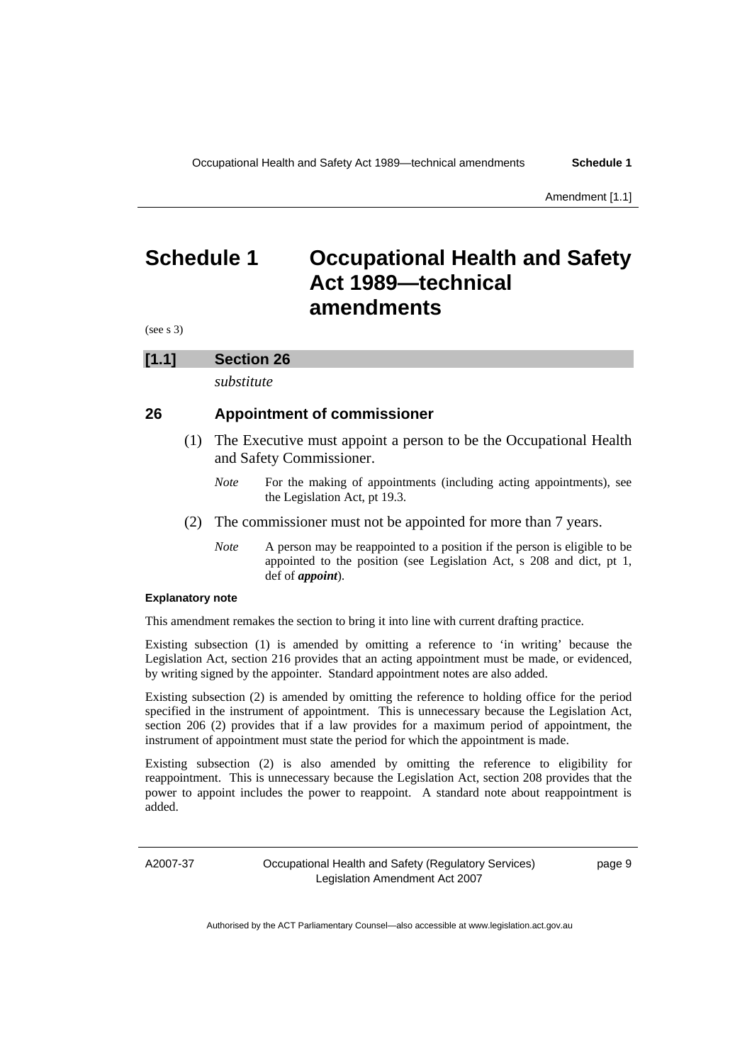# Schedule 1 Occupational Health and Safety Act 1989—technical amendments

(see s 3)

## [1.1] Section 26

*substitute*

### 26 Appointment of commissioner

(1) The Executive must appoint a person to be the Occupational Health and Safety Commissioner.

*Note* For the making of appointments (including acting appointments), see the Legislation Act, pt 19.3.

(2) The commissioner must not be appointed for more than 7 years.

*Note* A person may be reappointed to a position if the person is eligible to be appointed to the position (see Legislation Act, s 208 and dict, pt 1, def of ***appoint***).

**Explanatory note**

This amendment remakes the section to bring it into line with current drafting practice.

Existing subsection (1) is amended by omitting a reference to 'in writing' because the Legislation Act, section 216 provides that an acting appointment must be made, or evidenced, by writing signed by the appointer. Standard appointment notes are also added.

Existing subsection (2) is amended by omitting the reference to holding office for the period specified in the instrument of appointment. This is unnecessary because the Legislation Act, section 206 (2) provides that if a law provides for a maximum period of appointment, the instrument of appointment must state the period for which the appointment is made.

Existing subsection (2) is also amended by omitting the reference to eligibility for reappointment. This is unnecessary because the Legislation Act, section 208 provides that the power to appoint includes the power to reappoint. A standard note about reappointment is added.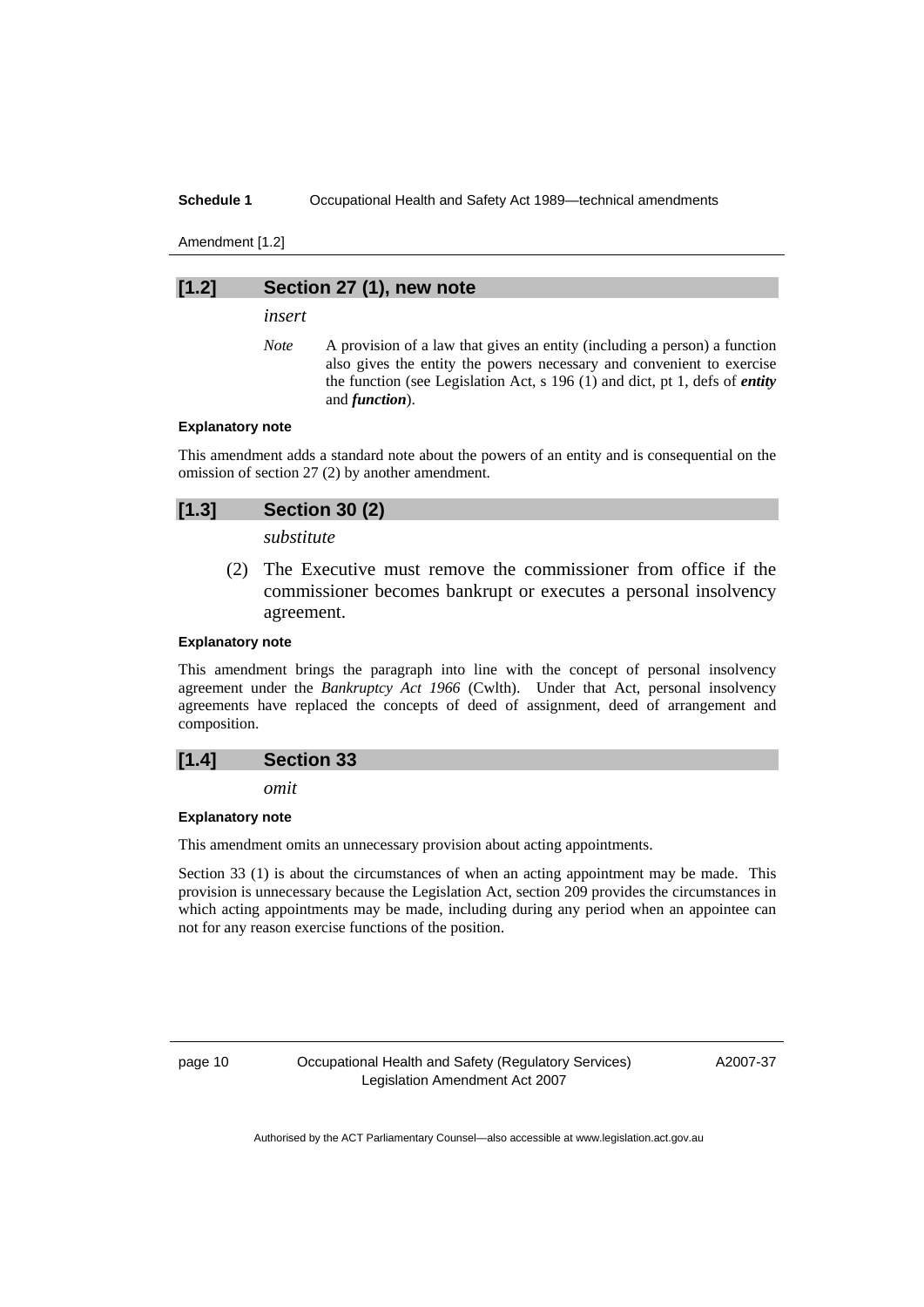## [1.2] Section 27 (1), new note

*insert*

*Note* A provision of a law that gives an entity (including a person) a function also gives the entity the powers necessary and convenient to exercise the function (see Legislation Act, s 196 (1) and dict, pt 1, defs of ***entity*** and ***function***).

#### Explanatory note

This amendment adds a standard note about the powers of an entity and is consequential on the omission of section 27 (2) by another amendment.

## [1.3] Section 30 (2)

*substitute*

(2) The Executive must remove the commissioner from office if the commissioner becomes bankrupt or executes a personal insolvency agreement.

#### Explanatory note

This amendment brings the paragraph into line with the concept of personal insolvency agreement under the *Bankruptcy Act 1966* (Cwlth). Under that Act, personal insolvency agreements have replaced the concepts of deed of assignment, deed of arrangement and composition.

## [1.4] Section 33

*omit*

#### Explanatory note

This amendment omits an unnecessary provision about acting appointments.

Section 33 (1) is about the circumstances of when an acting appointment may be made. This provision is unnecessary because the Legislation Act, section 209 provides the circumstances in which acting appointments may be made, including during any period when an appointee can not for any reason exercise functions of the position.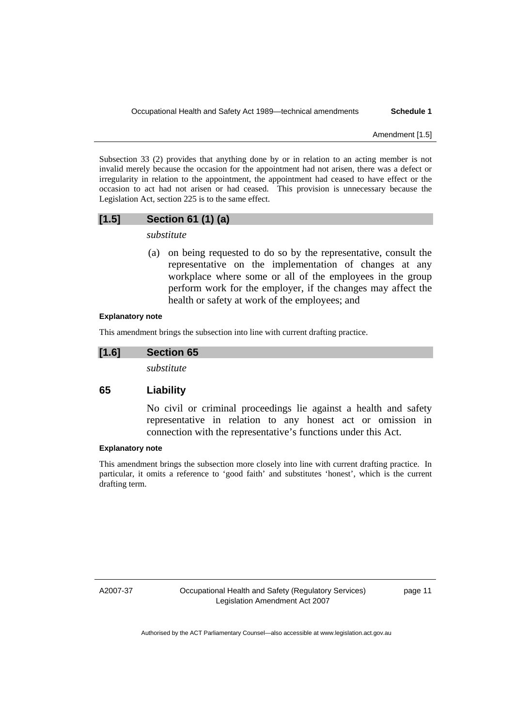Subsection 33 (2) provides that anything done by or in relation to an acting member is not invalid merely because the occasion for the appointment had not arisen, there was a defect or irregularity in relation to the appointment, the appointment had ceased to have effect or the occasion to act had not arisen or had ceased. This provision is unnecessary because the Legislation Act, section 225 is to the same effect.

### [1.5] Section 61 (1) (a)

*substitute*

(a) on being requested to do so by the representative, consult the representative on the implementation of changes at any workplace where some or all of the employees in the group perform work for the employer, if the changes may affect the health or safety at work of the employees; and

**Explanatory note**

This amendment brings the subsection into line with current drafting practice.

### [1.6] Section 65

*substitute*

### 65 Liability

No civil or criminal proceedings lie against a health and safety representative in relation to any honest act or omission in connection with the representative's functions under this Act.

**Explanatory note**

This amendment brings the subsection more closely into line with current drafting practice. In particular, it omits a reference to 'good faith' and substitutes 'honest', which is the current drafting term.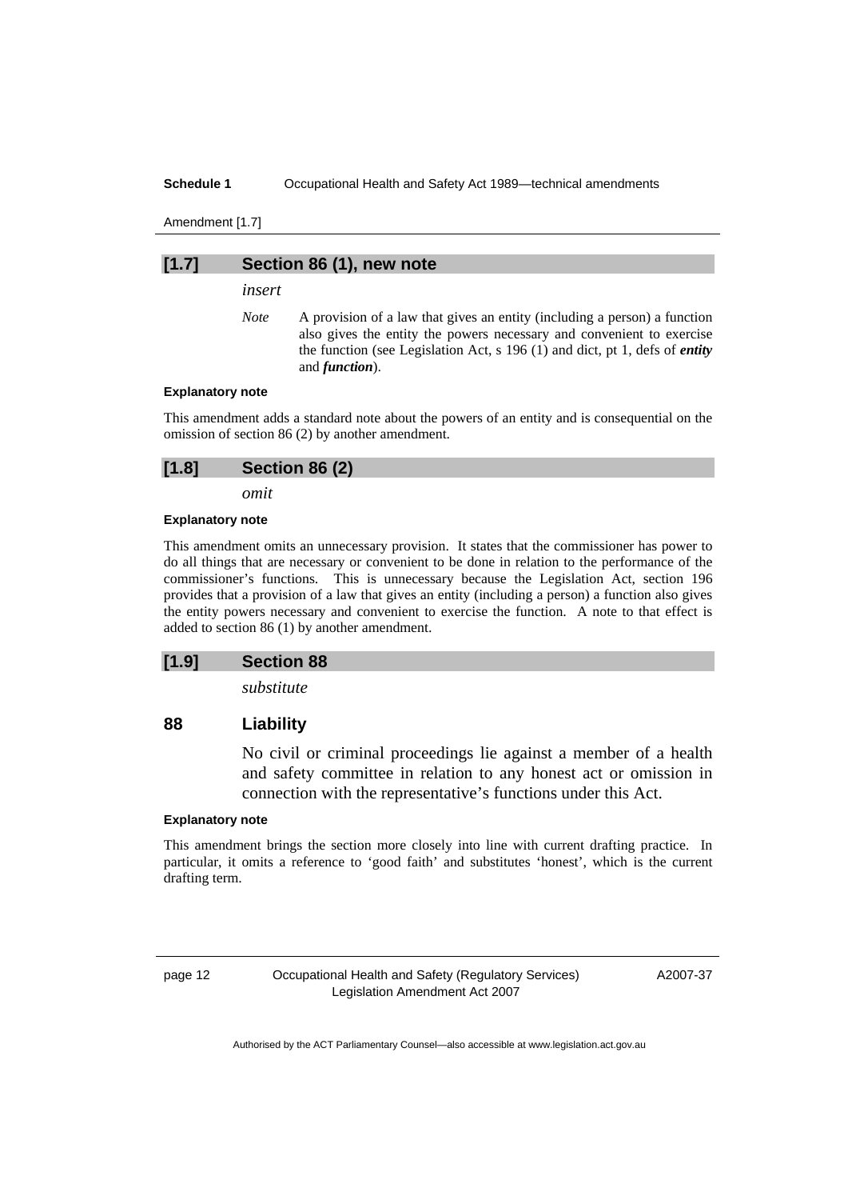### [1.7] Section 86 (1), new note

*insert*

*Note* A provision of a law that gives an entity (including a person) a function also gives the entity the powers necessary and convenient to exercise the function (see Legislation Act, s 196 (1) and dict, pt 1, defs of ***entity*** and ***function***).

**Explanatory note**

This amendment adds a standard note about the powers of an entity and is consequential on the omission of section 86 (2) by another amendment.

### [1.8] Section 86 (2)

*omit*

**Explanatory note**

This amendment omits an unnecessary provision. It states that the commissioner has power to do all things that are necessary or convenient to be done in relation to the performance of the commissioner's functions. This is unnecessary because the Legislation Act, section 196 provides that a provision of a law that gives an entity (including a person) a function also gives the entity powers necessary and convenient to exercise the function. A note to that effect is added to section 86 (1) by another amendment.

### [1.9] Section 88

*substitute*

### 88 Liability

No civil or criminal proceedings lie against a member of a health and safety committee in relation to any honest act or omission in connection with the representative's functions under this Act.

**Explanatory note**

This amendment brings the section more closely into line with current drafting practice. In particular, it omits a reference to 'good faith' and substitutes 'honest', which is the current drafting term.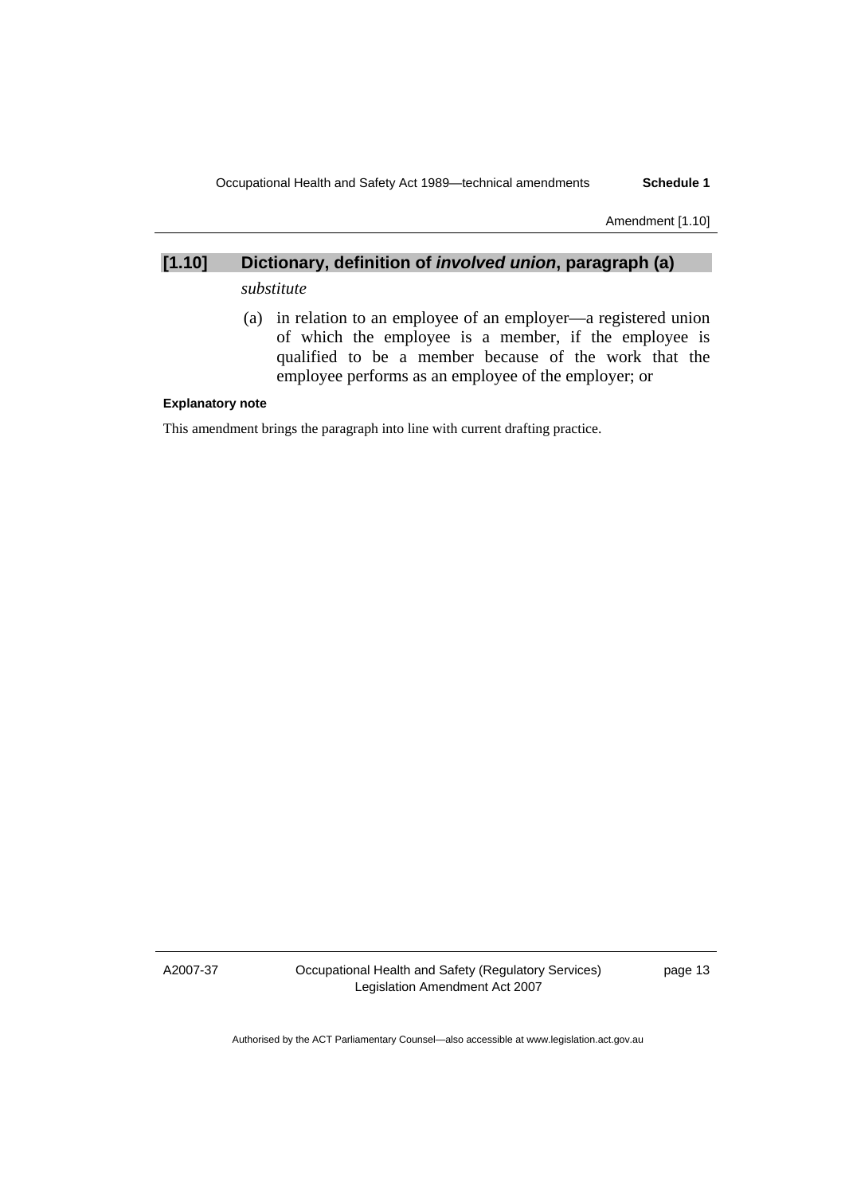### [1.10] Dictionary, definition of ***involved union***, paragraph (a)

*substitute*

(a) in relation to an employee of an employer—a registered union of which the employee is a member, if the employee is qualified to be a member because of the work that the employee performs as an employee of the employer; or

**Explanatory note**

This amendment brings the paragraph into line with current drafting practice.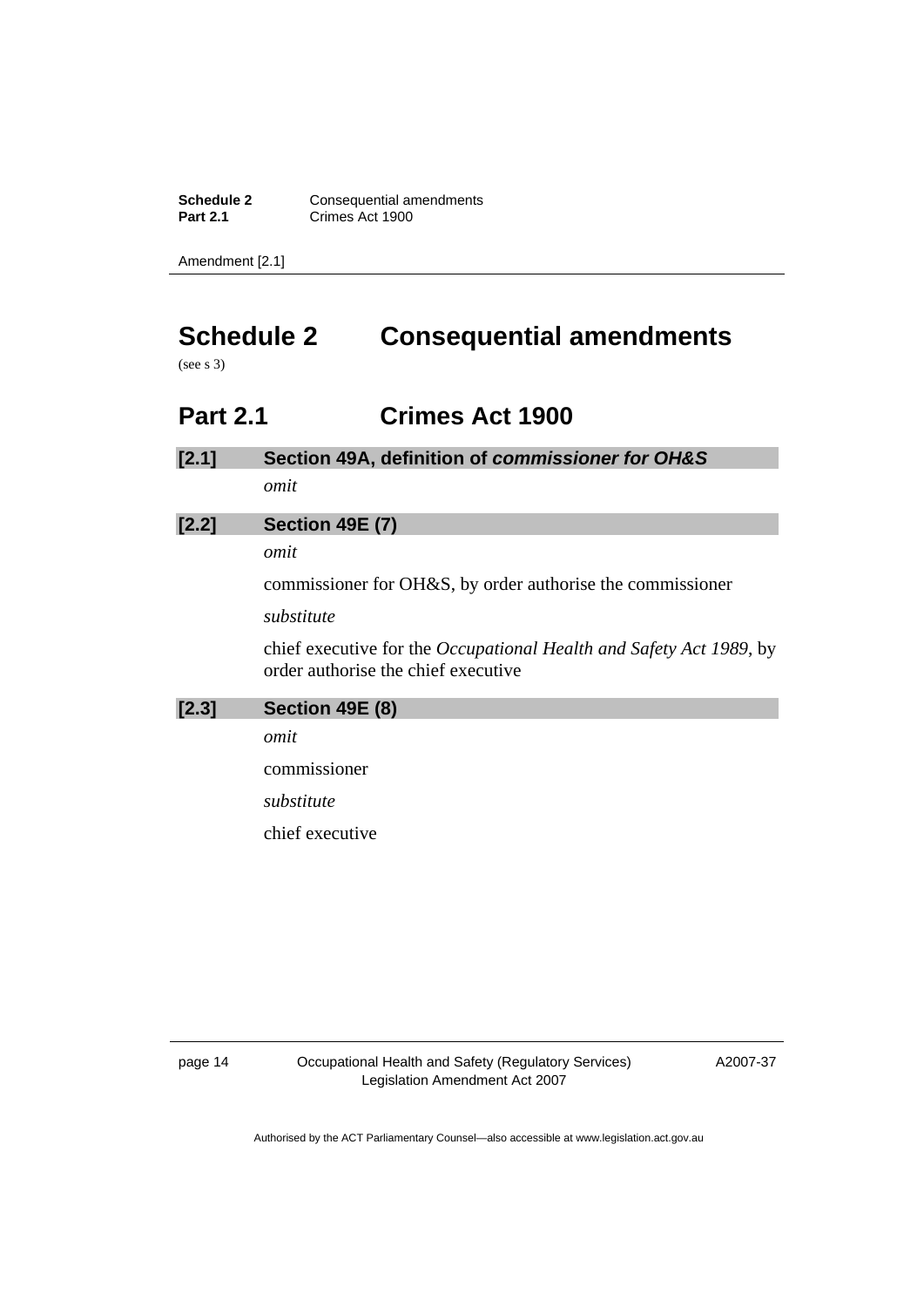# Schedule 2 Consequential amendments

(see s 3)

## Part 2.1 Crimes Act 1900

### [2.1] Section 49A, definition of *commissioner for OH&S*

*omit*

### [2.2] Section 49E (7)

*omit*

commissioner for OH&S, by order authorise the commissioner

*substitute*

chief executive for the *Occupational Health and Safety Act 1989*, by order authorise the chief executive

### [2.3] Section 49E (8)

*omit*

commissioner

*substitute*

chief executive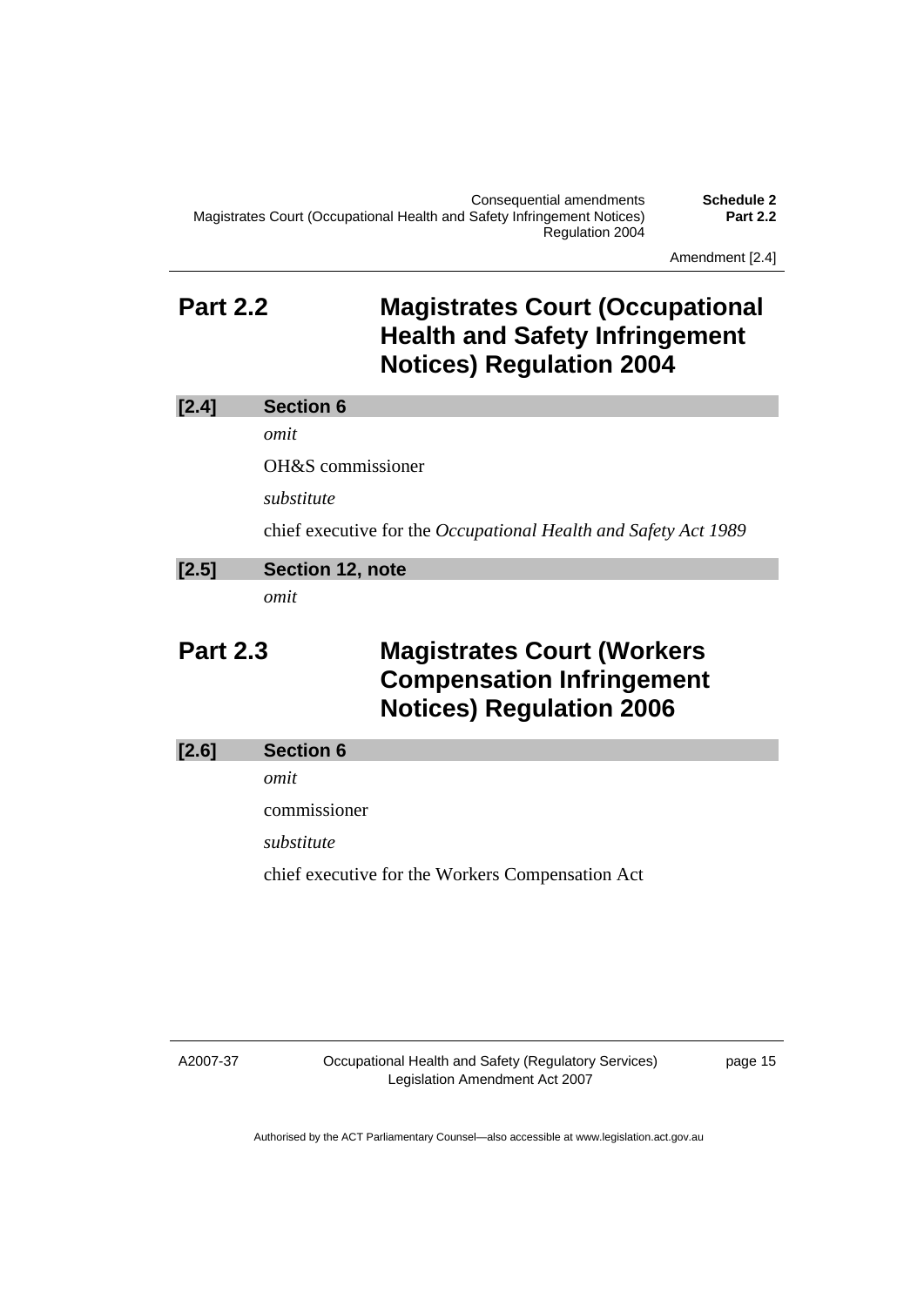## Part 2.2 Magistrates Court (Occupational Health and Safety Infringement Notices) Regulation 2004

### [2.4] Section 6

*omit*

OH&S commissioner

*substitute*

chief executive for the *Occupational Health and Safety Act 1989*

### [2.5] Section 12, note

*omit*

## Part 2.3 Magistrates Court (Workers Compensation Infringement Notices) Regulation 2006

### [2.6] Section 6

*omit*

commissioner

*substitute*

chief executive for the Workers Compensation Act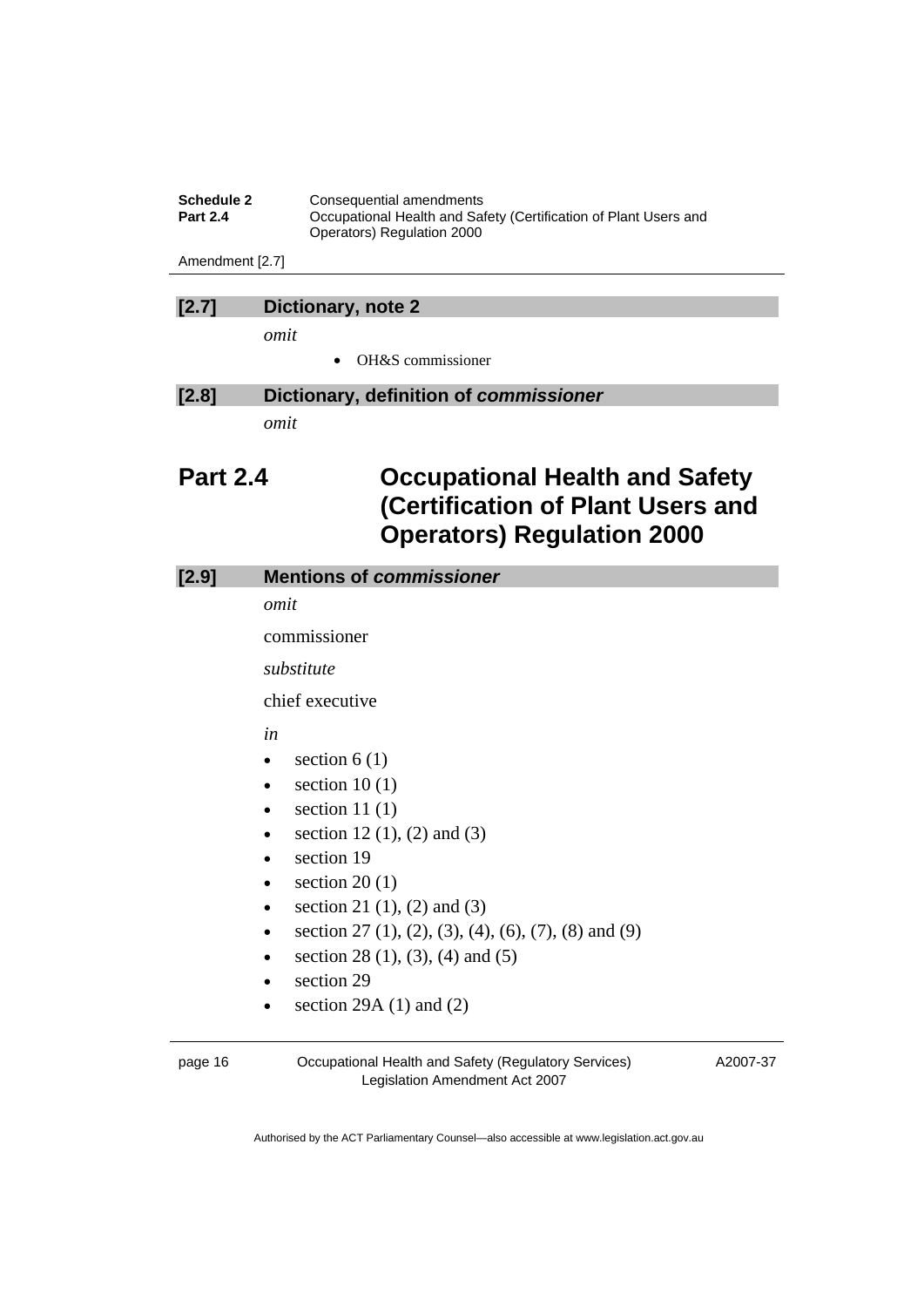Amendment [2.7]

### [2.7] Dictionary, note 2

*omit*

- OH&S commissioner

### [2.8] Dictionary, definition of ***commissioner***

*omit*

## Part 2.4 Occupational Health and Safety (Certification of Plant Users and Operators) Regulation 2000

### [2.9] Mentions of ***commissioner***

*omit*

commissioner

*substitute*

chief executive

*in*

- section 6 (1)
- section 10 (1)
- section 11 (1)
- section 12 (1), (2) and (3)
- section 19
- section 20 (1)
- section 21 (1), (2) and (3)
- section 27 (1), (2), (3), (4), (6), (7), (8) and (9)
- section 28 (1), (3), (4) and (5)
- section 29
- section 29A (1) and (2)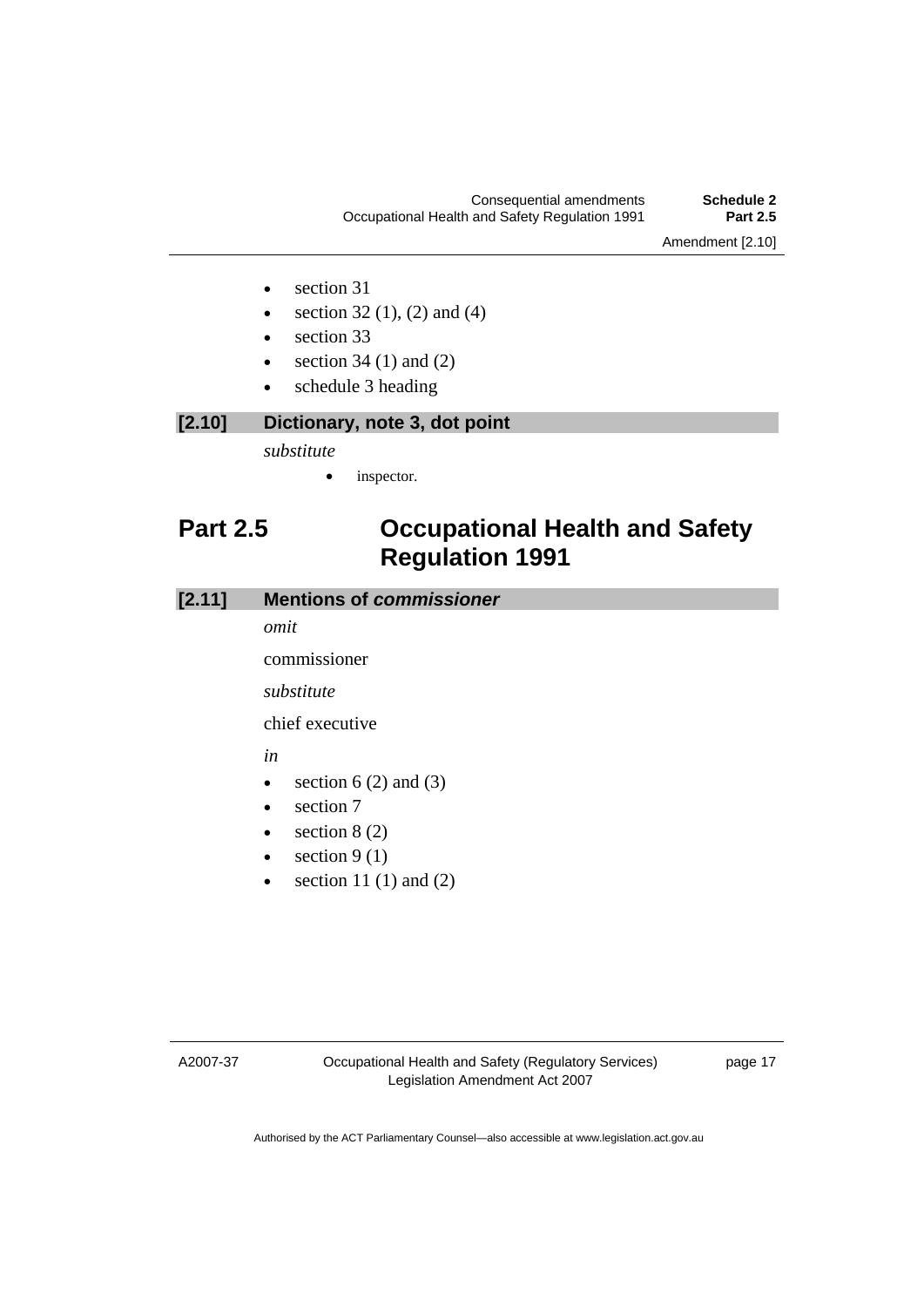- section 31
- section 32 (1), (2) and (4)
- section 33
- section 34 (1) and (2)
- schedule 3 heading

### [2.10] Dictionary, note 3, dot point

*substitute*

- inspector.

## Part 2.5 Occupational Health and Safety Regulation 1991

### [2.11] Mentions of *commissioner*

*omit*

commissioner

*substitute*

chief executive

*in*

- section 6 (2) and (3)
- section 7
- section 8 (2)
- section 9 (1)
- section 11 (1) and (2)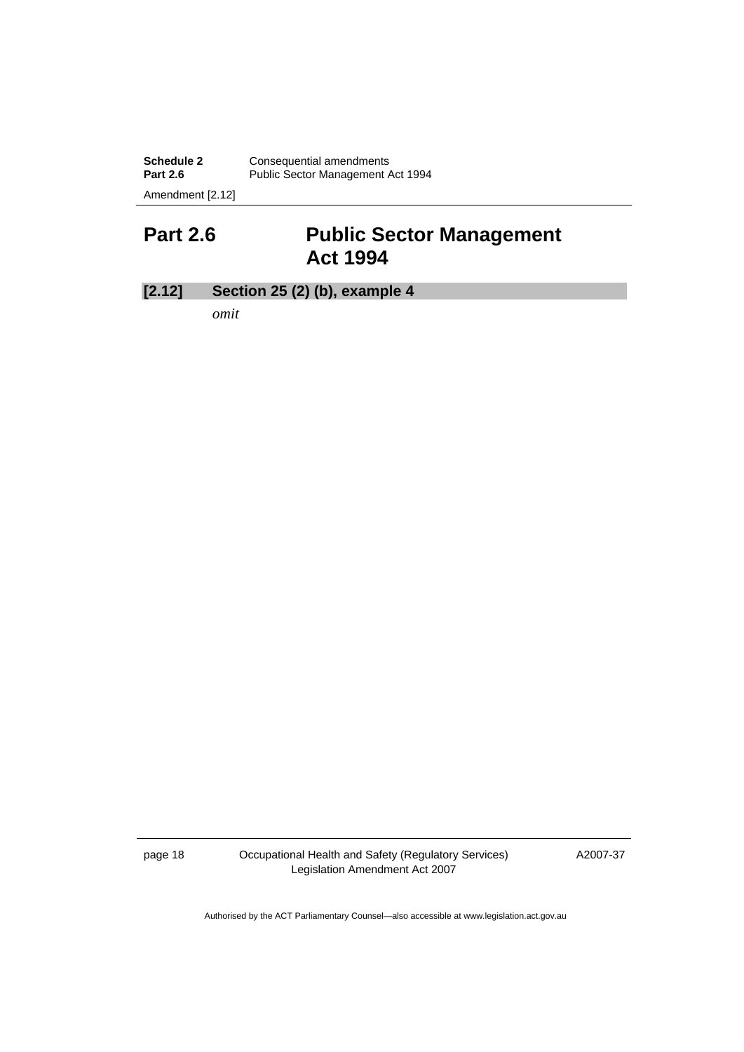## Part 2.6 Public Sector Management Act 1994

**[2.12] Section 25 (2) (b), example 4**

*omit*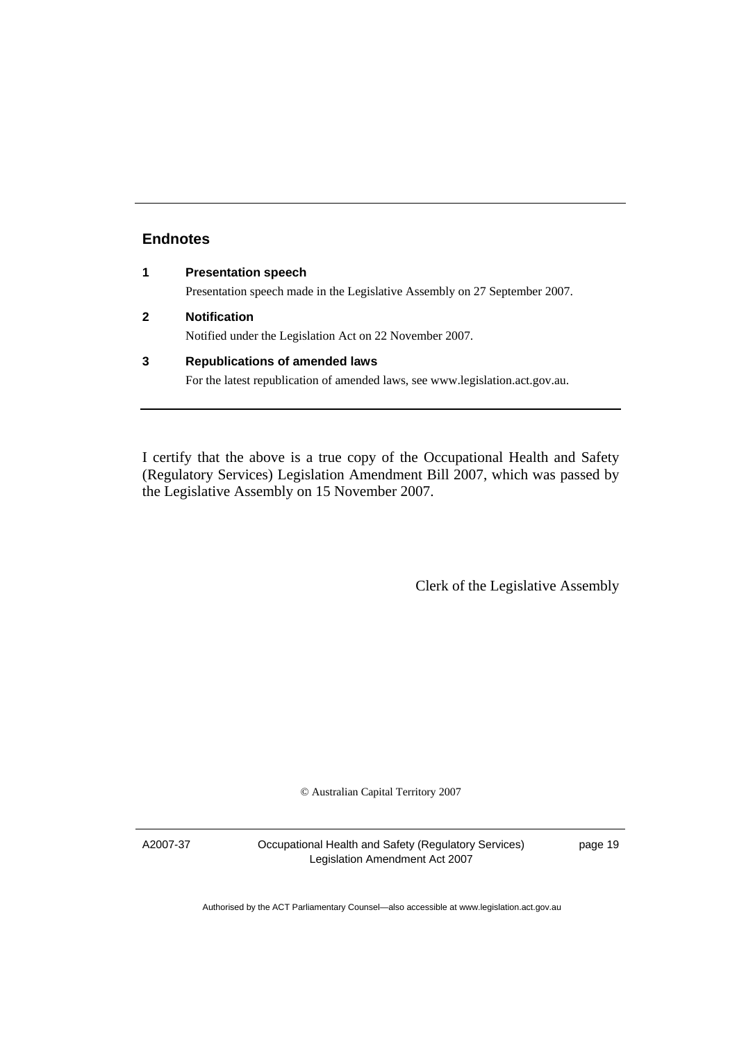## Endnotes

**1 Presentation speech**

Presentation speech made in the Legislative Assembly on 27 September 2007.

**2 Notification**

Notified under the Legislation Act on 22 November 2007.

**3 Republications of amended laws**

For the latest republication of amended laws, see www.legislation.act.gov.au.

---

I certify that the above is a true copy of the Occupational Health and Safety (Regulatory Services) Legislation Amendment Bill 2007, which was passed by the Legislative Assembly on 15 November 2007.

Clerk of the Legislative Assembly

© Australian Capital Territory 2007